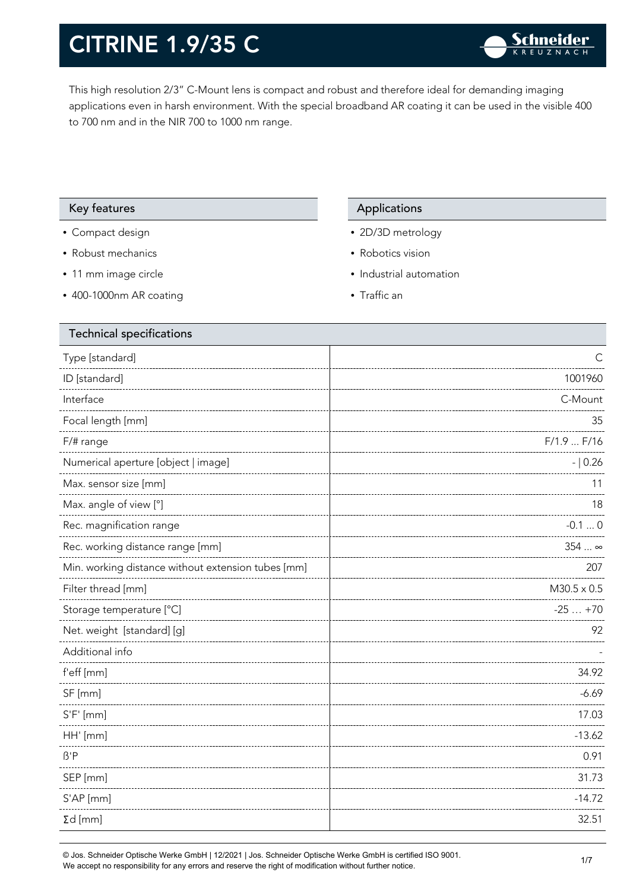# CITRINE 1.9/35 C

This high resolution 2/3" C-Mount lens is compact and robust and therefore ideal for demanding imaging applications even in harsh environment. With the special broadband AR coating it can be used in the visible 400 to 700 nm and in the NIR 700 to 1000 nm range.

## Key features

- Compact design
- Robust mechanics
- 11 mm image circle
- 400-1000nm AR coating

## Applications

- 2D/3D metrology
- Robotics vision
- Industrial automation
- Traffic an

## Technical specifications

| Parameter | Value |
|---|---|
| Type [standard] | C |
| ID [standard] | 1001960 |
| Interface | C-Mount |
| Focal length [mm] | 35 |
| F/# range | F/1.9 ... F/16 |
| Numerical aperture [object \| image] | - \| 0.26 |
| Max. sensor size [mm] | 11 |
| Max. angle of view [°] | 18 |
| Rec. magnification range | -0.1 ... 0 |
| Rec. working distance range [mm] | 354 ... ∞ |
| Min. working distance without extension tubes [mm] | 207 |
| Filter thread [mm] | M30.5 x 0.5 |
| Storage temperature [°C] | -25 … +70 |
| Net. weight [standard] [g] | 92 |
| Additional info | - |
| f'eff [mm] | 34.92 |
| SF [mm] | -6.69 |
| S'F' [mm] | 17.03 |
| HH' [mm] | -13.62 |
| ß'P | 0.91 |
| SEP [mm] | 31.73 |
| S'AP [mm] | -14.72 |
| Σd [mm] | 32.51 |

© Jos. Schneider Optische Werke GmbH | 12/2021 | Jos. Schneider Optische Werke GmbH is certified ISO 9001.
We accept no responsibility for any errors and reserve the right of modification without further notice.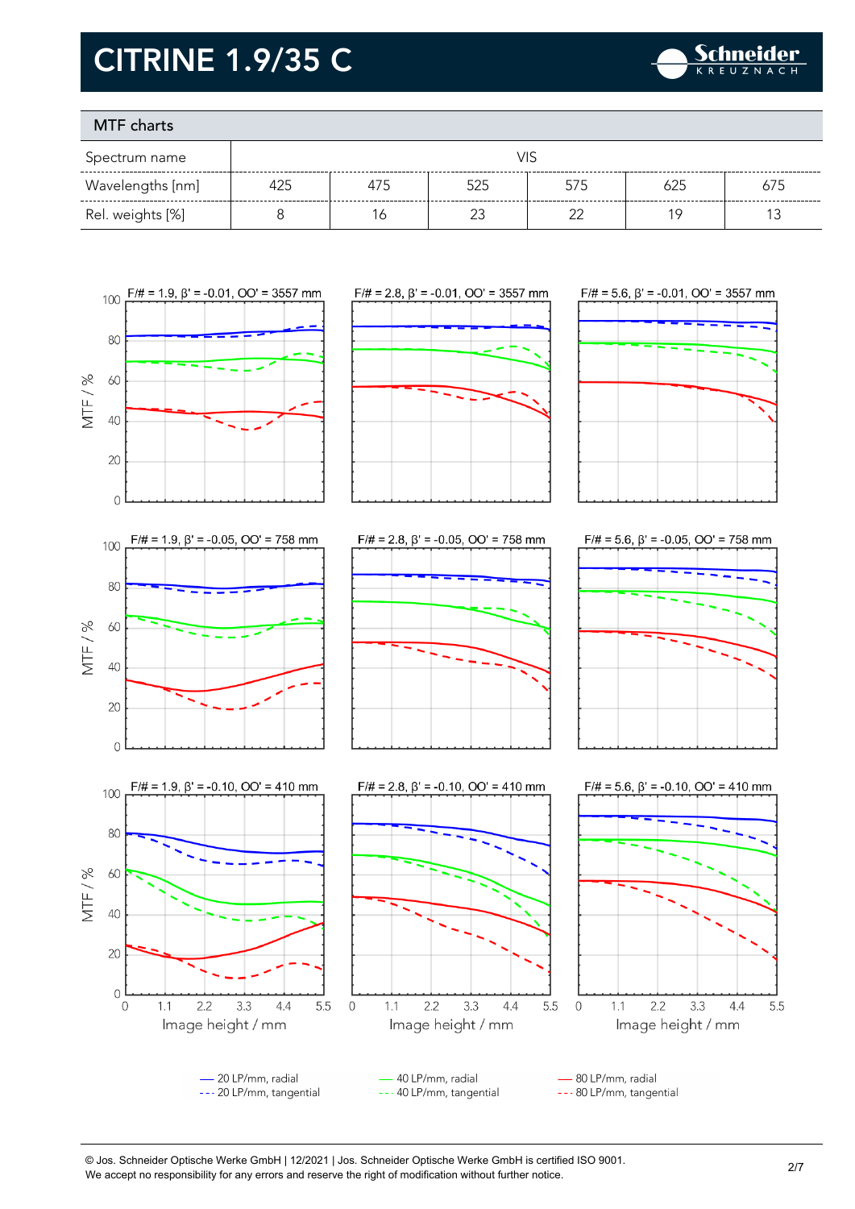# CITRINE 1.9/35 C

## MTF charts

| Spectrum name | VIS | | | | | |
|---|---|---|---|---|---|---|
| Wavelengths [nm] | 425 | 475 | 525 | 575 | 625 | 675 |
| Rel. weights [%] | 8 | 16 | 23 | 22 | 19 | 13 |

F/# = 1.9, β' = -0.01, OO' = 3557 mm

F/# = 2.8, β' = -0.01, OO' = 3557 mm

F/# = 5.6, β' = -0.01, OO' = 3557 mm

F/# = 1.9, β' = -0.05, OO' = 758 mm

F/# = 2.8, β' = -0.05, OO' = 758 mm

F/# = 5.6, β' = -0.05, OO' = 758 mm

F/# = 1.9, β' = -0.10, OO' = 410 mm

F/# = 2.8, β' = -0.10, OO' = 410 mm

F/# = 5.6, β' = -0.10, OO' = 410 mm

MTF / %

Image height / mm

— 20 LP/mm, radial
--- 20 LP/mm, tangential
— 40 LP/mm, radial
--- 40 LP/mm, tangential
— 80 LP/mm, radial
--- 80 LP/mm, tangential

© Jos. Schneider Optische Werke GmbH | 12/2021 | Jos. Schneider Optische Werke GmbH is certified ISO 9001.
We accept no responsibility for any errors and reserve the right of modification without further notice.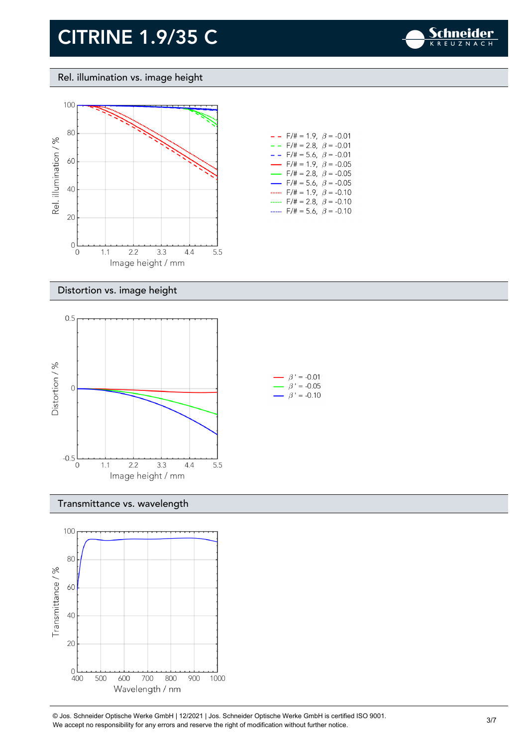# CITRINE 1.9/35 C

## Rel. illumination vs. image height

Rel. illumination / %

Image height / mm

- F/# = 1.9, $\beta$ = -0.01
- F/# = 2.8, $\beta$ = -0.01
- F/# = 5.6, $\beta$ = -0.01
- F/# = 1.9, $\beta$ = -0.05
- F/# = 2.8, $\beta$ = -0.05
- F/# = 5.6, $\beta$ = -0.05
- F/# = 1.9, $\beta$ = -0.10
- F/# = 2.8, $\beta$ = -0.10
- F/# = 5.6, $\beta$ = -0.10

## Distortion vs. image height

Distortion / %

Image height / mm

- $\beta'$ = -0.01
- $\beta'$ = -0.05
- $\beta'$ = -0.10

## Transmittance vs. wavelength

Transmittance / %

Wavelength / nm

© Jos. Schneider Optische Werke GmbH | 12/2021 | Jos. Schneider Optische Werke GmbH is certified ISO 9001.
We accept no responsibility for any errors and reserve the right of modification without further notice.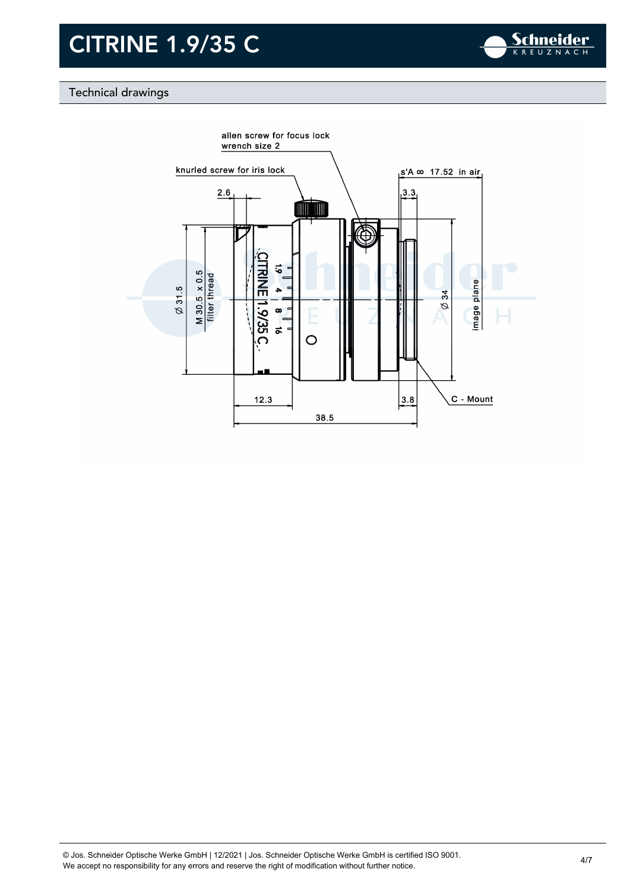# CITRINE 1.9/35 C

## Technical drawings

allen screw for focus lock
wrench size 2

knurled screw for iris lock

s'A ∞ 17.52 in air

2.6

3.3

Ø 31.5

M 30.5 x 0.5
filter thread

Ø 34

image plane

12.3

3.8

C - Mount

38.5

© Jos. Schneider Optische Werke GmbH | 12/2021 | Jos. Schneider Optische Werke GmbH is certified ISO 9001.
We accept no responsibility for any errors and reserve the right of modification without further notice.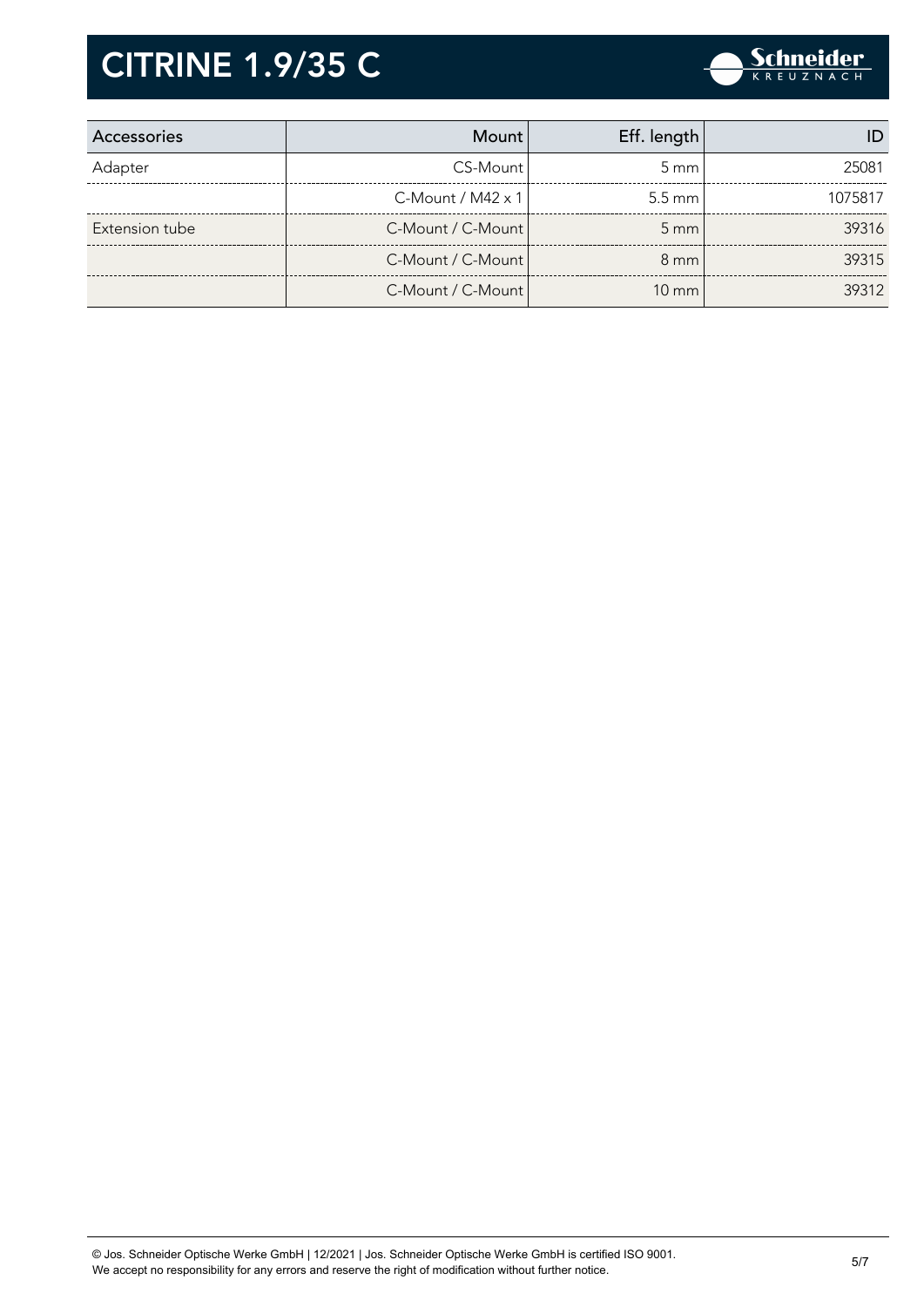# CITRINE 1.9/35 C

| Accessories | Mount | Eff. length | ID |
|---|---|---|---|
| Adapter | CS-Mount | 5 mm | 25081 |
| | C-Mount / M42 x 1 | 5.5 mm | 1075817 |
| Extension tube | C-Mount / C-Mount | 5 mm | 39316 |
| | C-Mount / C-Mount | 8 mm | 39315 |
| | C-Mount / C-Mount | 10 mm | 39312 |

© Jos. Schneider Optische Werke GmbH | 12/2021 | Jos. Schneider Optische Werke GmbH is certified ISO 9001.
We accept no responsibility for any errors and reserve the right of modification without further notice.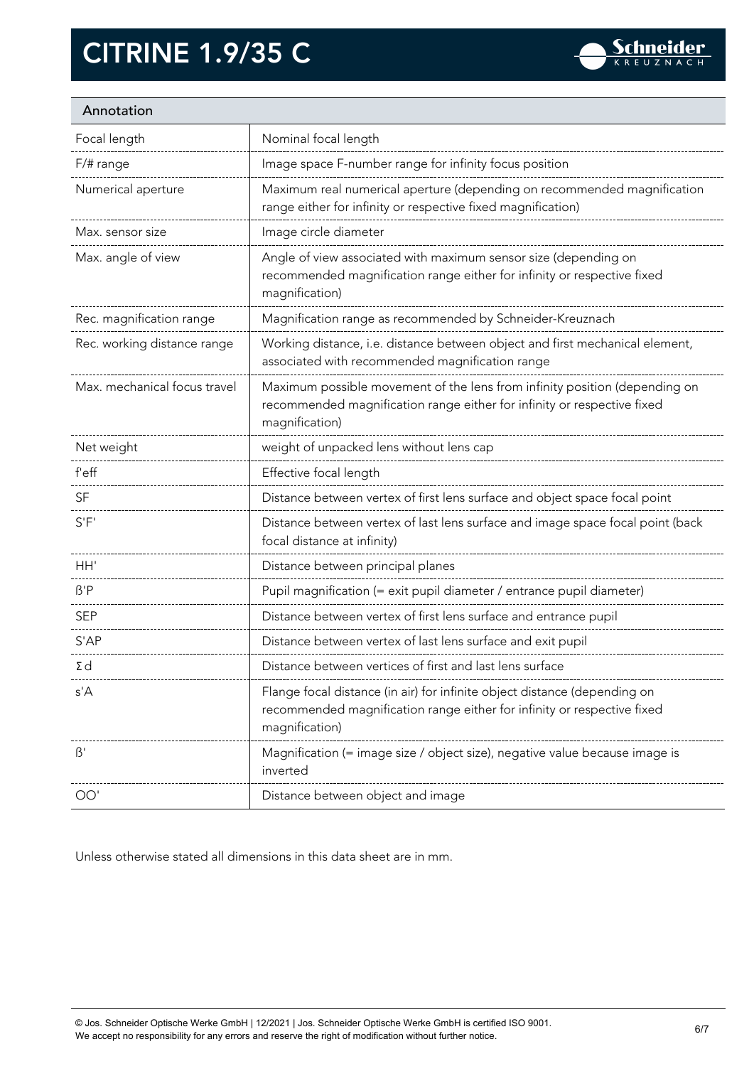# CITRINE 1.9/35 C

| Annotation | |
|---|---|
| Focal length | Nominal focal length |
| F/# range | Image space F-number range for infinity focus position |
| Numerical aperture | Maximum real numerical aperture (depending on recommended magnification range either for infinity or respective fixed magnification) |
| Max. sensor size | Image circle diameter |
| Max. angle of view | Angle of view associated with maximum sensor size (depending on recommended magnification range either for infinity or respective fixed magnification) |
| Rec. magnification range | Magnification range as recommended by Schneider-Kreuznach |
| Rec. working distance range | Working distance, i.e. distance between object and first mechanical element, associated with recommended magnification range |
| Max. mechanical focus travel | Maximum possible movement of the lens from infinity position (depending on recommended magnification range either for infinity or respective fixed magnification) |
| Net weight | weight of unpacked lens without lens cap |
| f'eff | Effective focal length |
| SF | Distance between vertex of first lens surface and object space focal point |
| S'F' | Distance between vertex of last lens surface and image space focal point (back focal distance at infinity) |
| HH' | Distance between principal planes |
| ß'P | Pupil magnification (= exit pupil diameter / entrance pupil diameter) |
| SEP | Distance between vertex of first lens surface and entrance pupil |
| S'AP | Distance between vertex of last lens surface and exit pupil |
| Σ d | Distance between vertices of first and last lens surface |
| s'A | Flange focal distance (in air) for infinite object distance (depending on recommended magnification range either for infinity or respective fixed magnification) |
| ß' | Magnification (= image size / object size), negative value because image is inverted |
| OO' | Distance between object and image |

Unless otherwise stated all dimensions in this data sheet are in mm.

© Jos. Schneider Optische Werke GmbH | 12/2021 | Jos. Schneider Optische Werke GmbH is certified ISO 9001.
We accept no responsibility for any errors and reserve the right of modification without further notice.